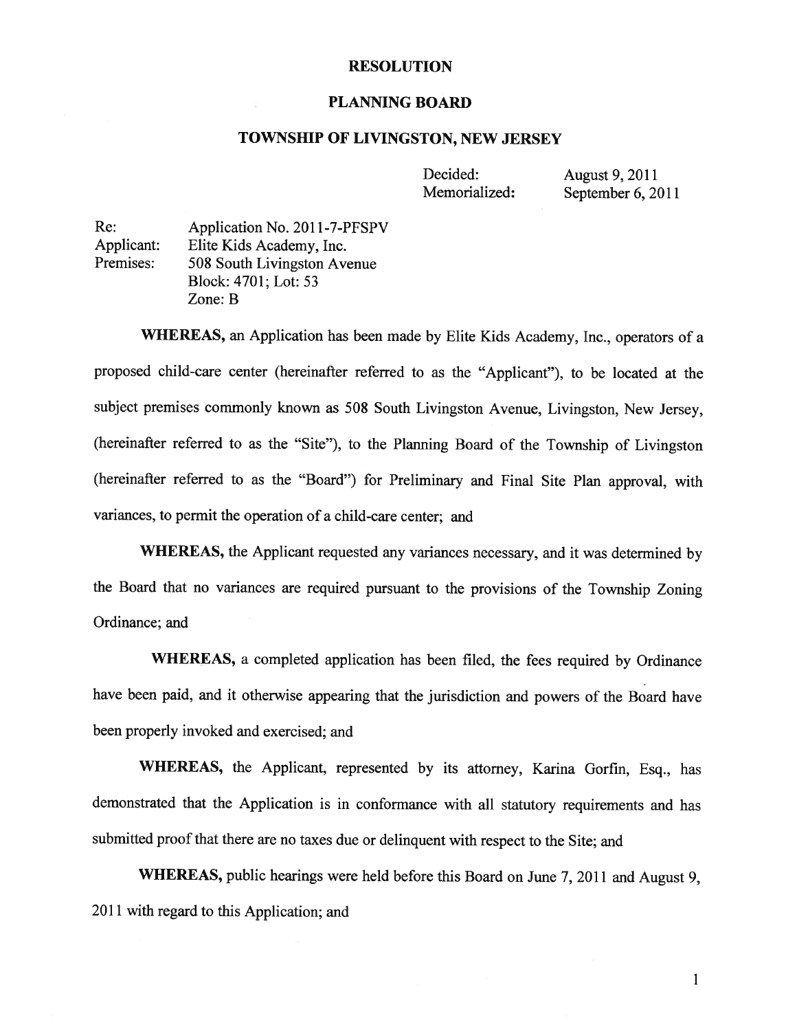# RESOLUTION

## PLANNING BOARD

## TOWNSHIP OF LIVINGSTON, NEW JERSEY

Decided: August 9, 2011
Memorialized: September 6, 2011

Re: Application No. 2011-7-PFSPV
Applicant: Elite Kids Academy, Inc.
Premises: 508 South Livingston Avenue
Block: 4701; Lot: 53
Zone: B

**WHEREAS,** an Application has been made by Elite Kids Academy, Inc., operators of a proposed child-care center (hereinafter referred to as the "Applicant"), to be located at the subject premises commonly known as 508 South Livingston Avenue, Livingston, New Jersey, (hereinafter referred to as the "Site"), to the Planning Board of the Township of Livingston (hereinafter referred to as the "Board") for Preliminary and Final Site Plan approval, with variances, to permit the operation of a child-care center; and

**WHEREAS,** the Applicant requested any variances necessary, and it was determined by the Board that no variances are required pursuant to the provisions of the Township Zoning Ordinance; and

**WHEREAS,** a completed application has been filed, the fees required by Ordinance have been paid, and it otherwise appearing that the jurisdiction and powers of the Board have been properly invoked and exercised; and

**WHEREAS,** the Applicant, represented by its attorney, Karina Gorfin, Esq., has demonstrated that the Application is in conformance with all statutory requirements and has submitted proof that there are no taxes due or delinquent with respect to the Site; and

**WHEREAS,** public hearings were held before this Board on June 7, 2011 and August 9, 2011 with regard to this Application; and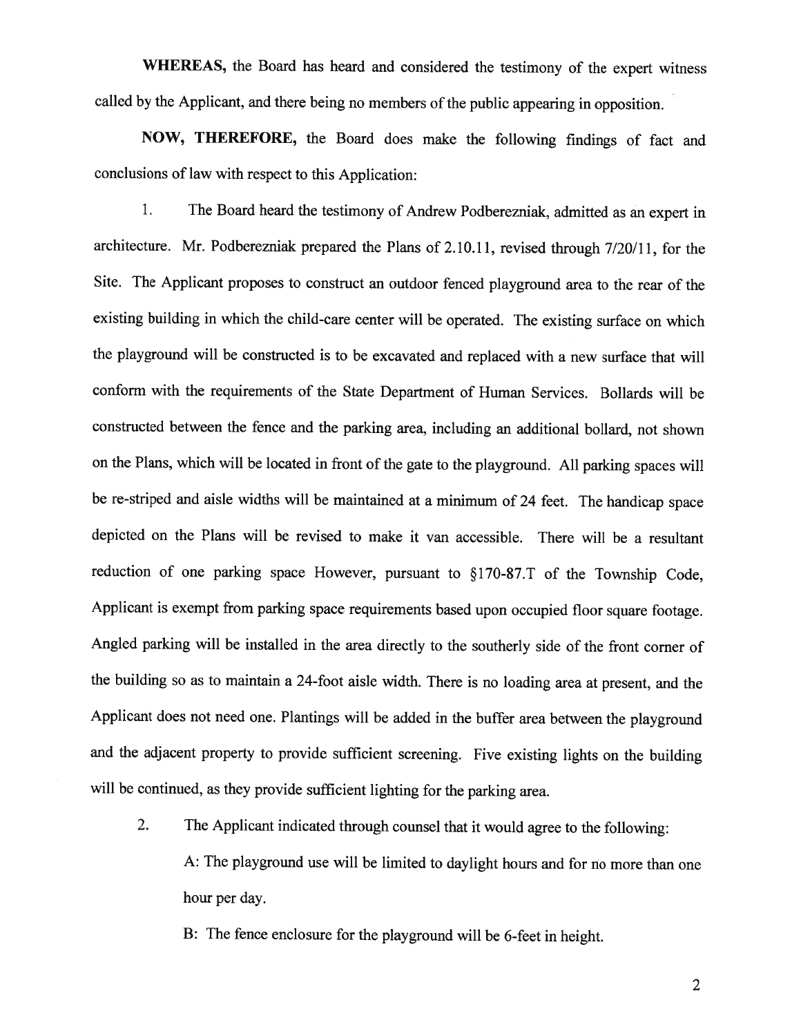**WHEREAS,** the Board has heard and considered the testimony of the expert witness called by the Applicant, and there being no members of the public appearing in opposition.

**NOW, THEREFORE,** the Board does make the following findings of fact and conclusions of law with respect to this Application:

1. The Board heard the testimony of Andrew Podberezniak, admitted as an expert in architecture. Mr. Podberezniak prepared the Plans of 2.10.11, revised through 7/20/11, for the Site. The Applicant proposes to construct an outdoor fenced playground area to the rear of the existing building in which the child-care center will be operated. The existing surface on which the playground will be constructed is to be excavated and replaced with a new surface that will conform with the requirements of the State Department of Human Services. Bollards will be constructed between the fence and the parking area, including an additional bollard, not shown on the Plans, which will be located in front of the gate to the playground. All parking spaces will be re-striped and aisle widths will be maintained at a minimum of 24 feet. The handicap space depicted on the Plans will be revised to make it van accessible. There will be a resultant reduction of one parking space However, pursuant to §170-87.T of the Township Code, Applicant is exempt from parking space requirements based upon occupied floor square footage. Angled parking will be installed in the area directly to the southerly side of the front corner of the building so as to maintain a 24-foot aisle width. There is no loading area at present, and the Applicant does not need one. Plantings will be added in the buffer area between the playground and the adjacent property to provide sufficient screening. Five existing lights on the building will be continued, as they provide sufficient lighting for the parking area.

2. The Applicant indicated through counsel that it would agree to the following:

   A: The playground use will be limited to daylight hours and for no more than one hour per day.

   B: The fence enclosure for the playground will be 6-feet in height.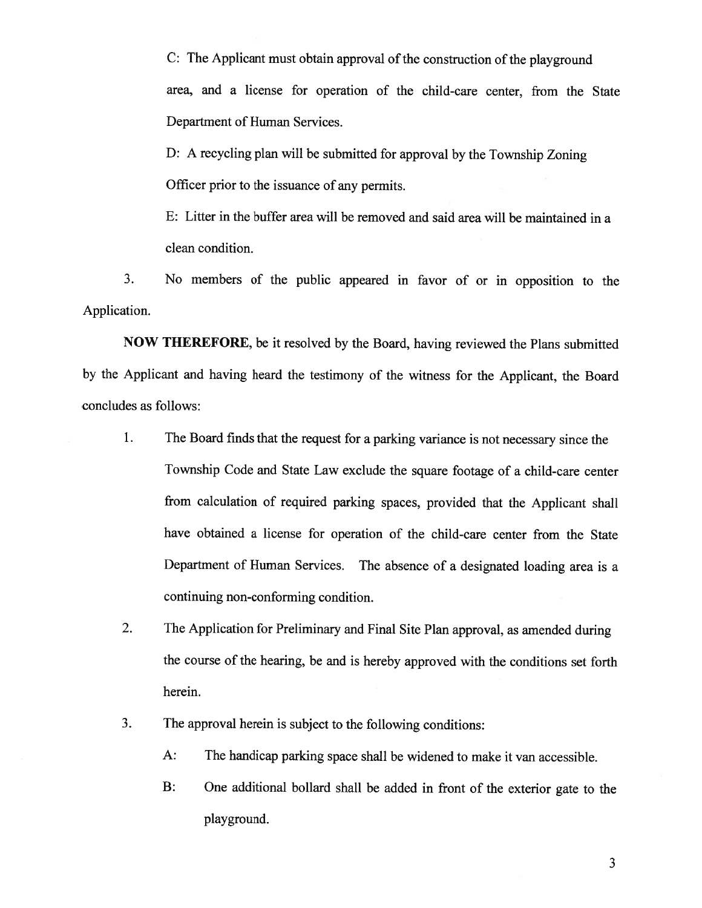C: The Applicant must obtain approval of the construction of the playground area, and a license for operation of the child-care center, from the State Department of Human Services.

D: A recycling plan will be submitted for approval by the Township Zoning Officer prior to the issuance of any permits.

E: Litter in the buffer area will be removed and said area will be maintained in a clean condition.

3. No members of the public appeared in favor of or in opposition to the Application.

**NOW THEREFORE**, be it resolved by the Board, having reviewed the Plans submitted by the Applicant and having heard the testimony of the witness for the Applicant, the Board concludes as follows:

1. The Board finds that the request for a parking variance is not necessary since the Township Code and State Law exclude the square footage of a child-care center from calculation of required parking spaces, provided that the Applicant shall have obtained a license for operation of the child-care center from the State Department of Human Services. The absence of a designated loading area is a continuing non-conforming condition.

2. The Application for Preliminary and Final Site Plan approval, as amended during the course of the hearing, be and is hereby approved with the conditions set forth herein.

3. The approval herein is subject to the following conditions:

   A: The handicap parking space shall be widened to make it van accessible.

   B: One additional bollard shall be added in front of the exterior gate to the playground.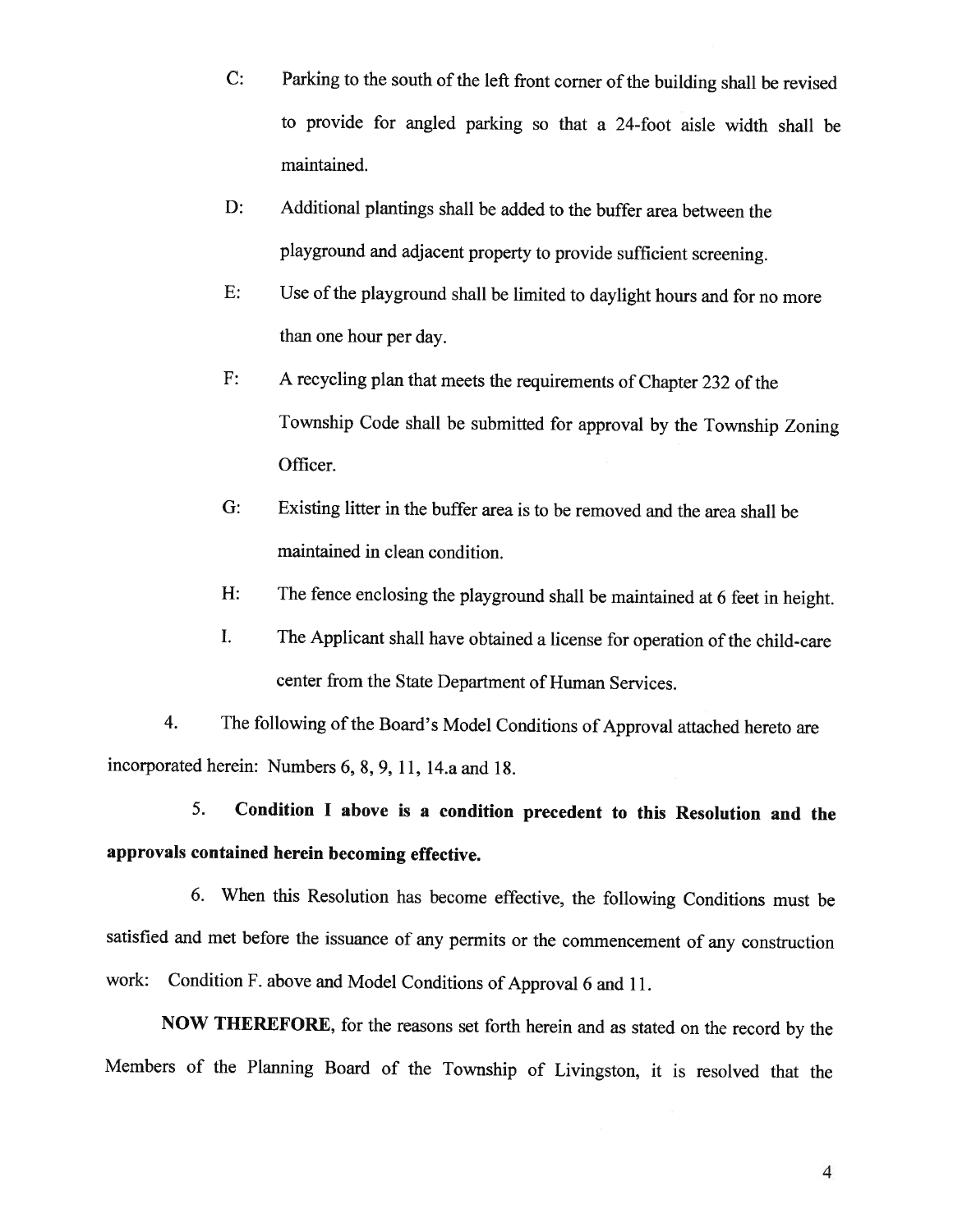C: Parking to the south of the left front corner of the building shall be revised to provide for angled parking so that a 24-foot aisle width shall be maintained.

D: Additional plantings shall be added to the buffer area between the playground and adjacent property to provide sufficient screening.

E: Use of the playground shall be limited to daylight hours and for no more than one hour per day.

F: A recycling plan that meets the requirements of Chapter 232 of the Township Code shall be submitted for approval by the Township Zoning Officer.

G: Existing litter in the buffer area is to be removed and the area shall be maintained in clean condition.

H: The fence enclosing the playground shall be maintained at 6 feet in height.

I. The Applicant shall have obtained a license for operation of the child-care center from the State Department of Human Services.

4. The following of the Board's Model Conditions of Approval attached hereto are incorporated herein: Numbers 6, 8, 9, 11, 14.a and 18.

5. **Condition I above is a condition precedent to this Resolution and the approvals contained herein becoming effective.**

6. When this Resolution has become effective, the following Conditions must be satisfied and met before the issuance of any permits or the commencement of any construction work: Condition F. above and Model Conditions of Approval 6 and 11.

**NOW THEREFORE,** for the reasons set forth herein and as stated on the record by the Members of the Planning Board of the Township of Livingston, it is resolved that the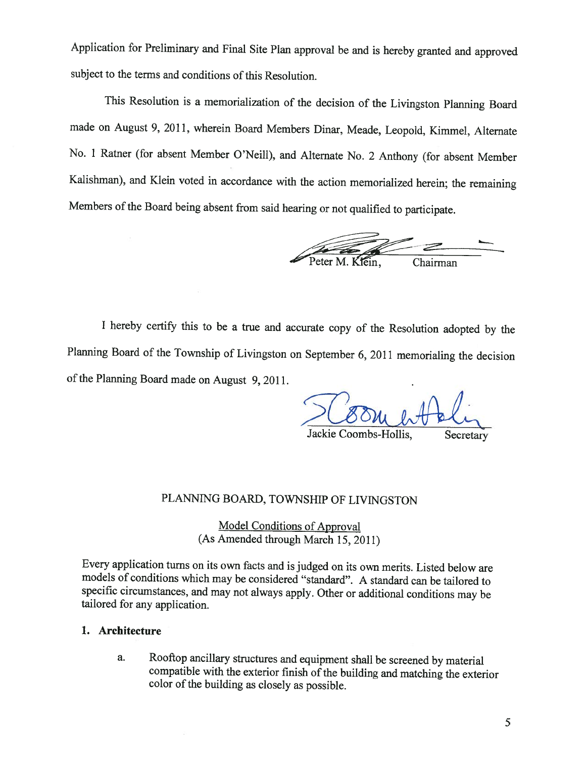Application for Preliminary and Final Site Plan approval be and is hereby granted and approved subject to the terms and conditions of this Resolution.

This Resolution is a memorialization of the decision of the Livingston Planning Board made on August 9, 2011, wherein Board Members Dinar, Meade, Leopold, Kimmel, Alternate No. 1 Ratner (for absent Member O'Neill), and Alternate No. 2 Anthony (for absent Member Kalishman), and Klein voted in accordance with the action memorialized herein; the remaining Members of the Board being absent from said hearing or not qualified to participate.

Peter M. Klein, Chairman

I hereby certify this to be a true and accurate copy of the Resolution adopted by the Planning Board of the Township of Livingston on September 6, 2011 memorialing the decision of the Planning Board made on August 9, 2011.

Jackie Coombs-Hollis, Secretary

PLANNING BOARD, TOWNSHIP OF LIVINGSTON

Model Conditions of Approval
(As Amended through March 15, 2011)

Every application turns on its own facts and is judged on its own merits. Listed below are models of conditions which may be considered "standard". A standard can be tailored to specific circumstances, and may not always apply. Other or additional conditions may be tailored for any application.

**1. Architecture**

a. Rooftop ancillary structures and equipment shall be screened by material compatible with the exterior finish of the building and matching the exterior color of the building as closely as possible.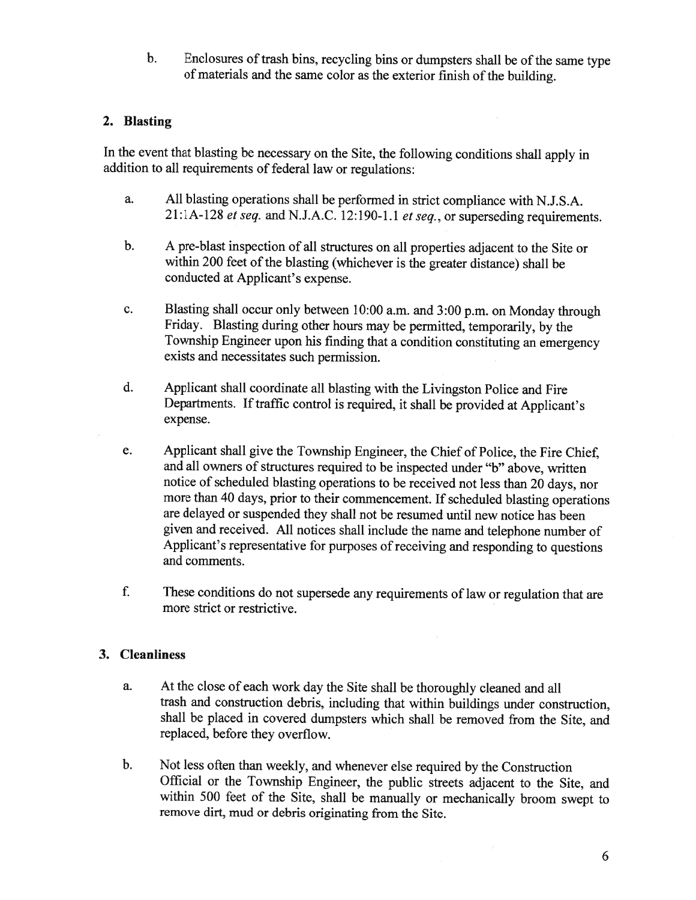b. Enclosures of trash bins, recycling bins or dumpsters shall be of the same type of materials and the same color as the exterior finish of the building.

## 2. Blasting

In the event that blasting be necessary on the Site, the following conditions shall apply in addition to all requirements of federal law or regulations:

a. All blasting operations shall be performed in strict compliance with N.J.S.A. 21:1A-128 *et seq.* and N.J.A.C. 12:190-1.1 *et seq.*, or superseding requirements.

b. A pre-blast inspection of all structures on all properties adjacent to the Site or within 200 feet of the blasting (whichever is the greater distance) shall be conducted at Applicant's expense.

c. Blasting shall occur only between 10:00 a.m. and 3:00 p.m. on Monday through Friday. Blasting during other hours may be permitted, temporarily, by the Township Engineer upon his finding that a condition constituting an emergency exists and necessitates such permission.

d. Applicant shall coordinate all blasting with the Livingston Police and Fire Departments. If traffic control is required, it shall be provided at Applicant's expense.

e. Applicant shall give the Township Engineer, the Chief of Police, the Fire Chief, and all owners of structures required to be inspected under "b" above, written notice of scheduled blasting operations to be received not less than 20 days, nor more than 40 days, prior to their commencement. If scheduled blasting operations are delayed or suspended they shall not be resumed until new notice has been given and received. All notices shall include the name and telephone number of Applicant's representative for purposes of receiving and responding to questions and comments.

f. These conditions do not supersede any requirements of law or regulation that are more strict or restrictive.

## 3. Cleanliness

a. At the close of each work day the Site shall be thoroughly cleaned and all trash and construction debris, including that within buildings under construction, shall be placed in covered dumpsters which shall be removed from the Site, and replaced, before they overflow.

b. Not less often than weekly, and whenever else required by the Construction Official or the Township Engineer, the public streets adjacent to the Site, and within 500 feet of the Site, shall be manually or mechanically broom swept to remove dirt, mud or debris originating from the Site.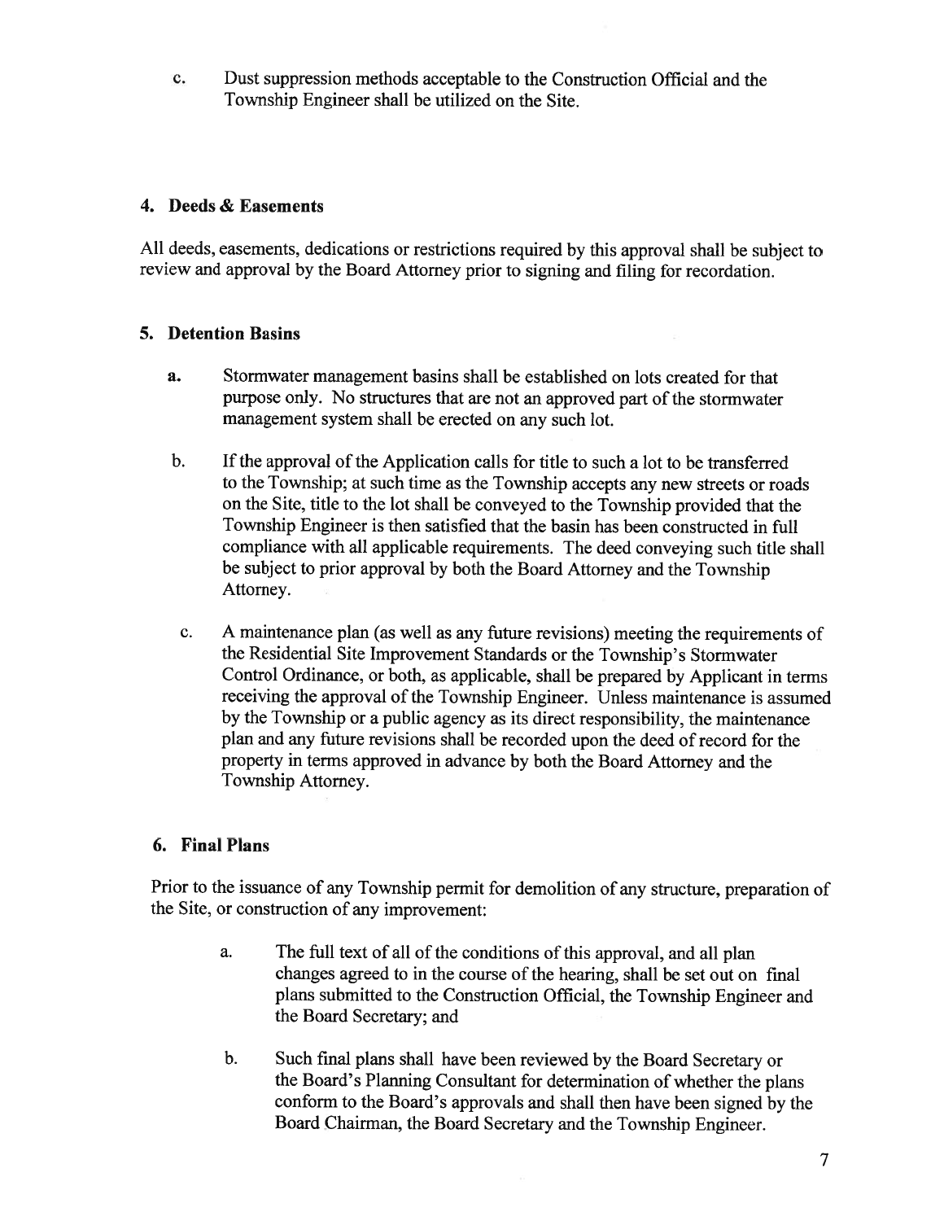c. Dust suppression methods acceptable to the Construction Official and the Township Engineer shall be utilized on the Site.

### 4. Deeds & Easements

All deeds, easements, dedications or restrictions required by this approval shall be subject to review and approval by the Board Attorney prior to signing and filing for recordation.

### 5. Detention Basins

a. Stormwater management basins shall be established on lots created for that purpose only. No structures that are not an approved part of the stormwater management system shall be erected on any such lot.

b. If the approval of the Application calls for title to such a lot to be transferred to the Township; at such time as the Township accepts any new streets or roads on the Site, title to the lot shall be conveyed to the Township provided that the Township Engineer is then satisfied that the basin has been constructed in full compliance with all applicable requirements. The deed conveying such title shall be subject to prior approval by both the Board Attorney and the Township Attorney.

c. A maintenance plan (as well as any future revisions) meeting the requirements of the Residential Site Improvement Standards or the Township's Stormwater Control Ordinance, or both, as applicable, shall be prepared by Applicant in terms receiving the approval of the Township Engineer. Unless maintenance is assumed by the Township or a public agency as its direct responsibility, the maintenance plan and any future revisions shall be recorded upon the deed of record for the property in terms approved in advance by both the Board Attorney and the Township Attorney.

### 6. Final Plans

Prior to the issuance of any Township permit for demolition of any structure, preparation of the Site, or construction of any improvement:

a. The full text of all of the conditions of this approval, and all plan changes agreed to in the course of the hearing, shall be set out on final plans submitted to the Construction Official, the Township Engineer and the Board Secretary; and

b. Such final plans shall have been reviewed by the Board Secretary or the Board's Planning Consultant for determination of whether the plans conform to the Board's approvals and shall then have been signed by the Board Chairman, the Board Secretary and the Township Engineer.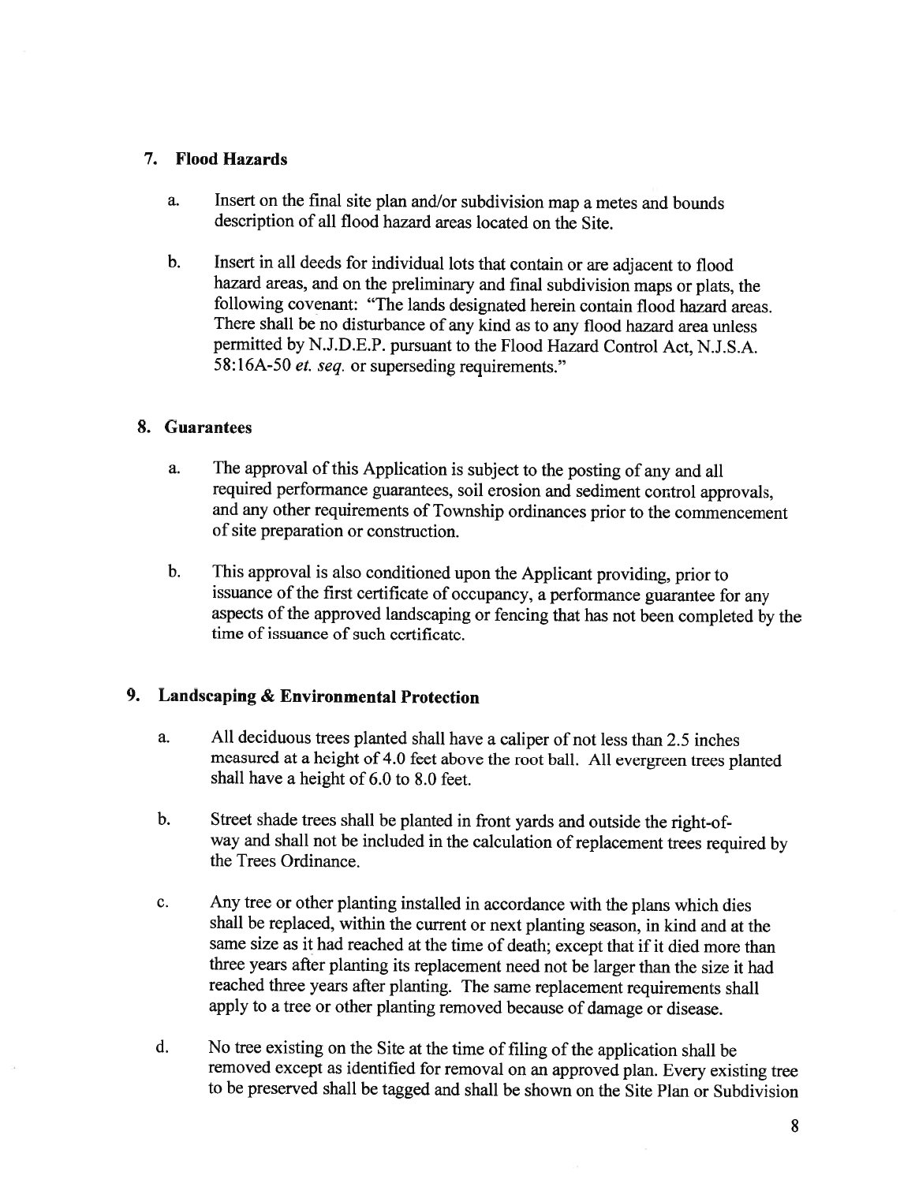## 7. Flood Hazards

a. Insert on the final site plan and/or subdivision map a metes and bounds description of all flood hazard areas located on the Site.

b. Insert in all deeds for individual lots that contain or are adjacent to flood hazard areas, and on the preliminary and final subdivision maps or plats, the following covenant: "The lands designated herein contain flood hazard areas. There shall be no disturbance of any kind as to any flood hazard area unless permitted by N.J.D.E.P. pursuant to the Flood Hazard Control Act, N.J.S.A. 58:16A-50 *et. seq.* or superseding requirements."

## 8. Guarantees

a. The approval of this Application is subject to the posting of any and all required performance guarantees, soil erosion and sediment control approvals, and any other requirements of Township ordinances prior to the commencement of site preparation or construction.

b. This approval is also conditioned upon the Applicant providing, prior to issuance of the first certificate of occupancy, a performance guarantee for any aspects of the approved landscaping or fencing that has not been completed by the time of issuance of such certificate.

## 9. Landscaping & Environmental Protection

a. All deciduous trees planted shall have a caliper of not less than 2.5 inches measured at a height of 4.0 feet above the root ball. All evergreen trees planted shall have a height of 6.0 to 8.0 feet.

b. Street shade trees shall be planted in front yards and outside the right-of-way and shall not be included in the calculation of replacement trees required by the Trees Ordinance.

c. Any tree or other planting installed in accordance with the plans which dies shall be replaced, within the current or next planting season, in kind and at the same size as it had reached at the time of death; except that if it died more than three years after planting its replacement need not be larger than the size it had reached three years after planting. The same replacement requirements shall apply to a tree or other planting removed because of damage or disease.

d. No tree existing on the Site at the time of filing of the application shall be removed except as identified for removal on an approved plan. Every existing tree to be preserved shall be tagged and shall be shown on the Site Plan or Subdivision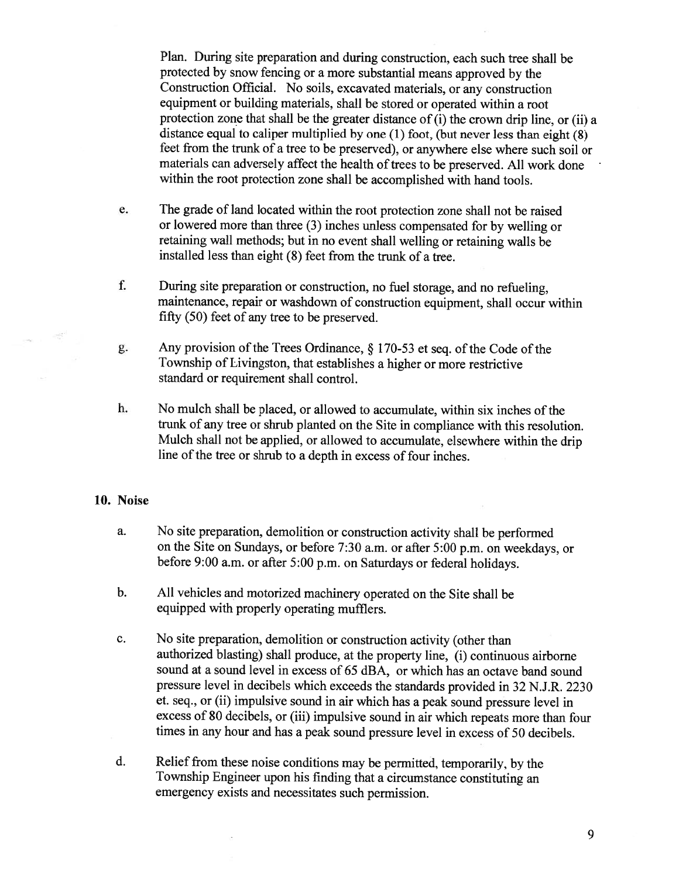Plan. During site preparation and during construction, each such tree shall be protected by snow fencing or a more substantial means approved by the Construction Official. No soils, excavated materials, or any construction equipment or building materials, shall be stored or operated within a root protection zone that shall be the greater distance of (i) the crown drip line, or (ii) a distance equal to caliper multiplied by one (1) foot, (but never less than eight (8) feet from the trunk of a tree to be preserved), or anywhere else where such soil or materials can adversely affect the health of trees to be preserved. All work done within the root protection zone shall be accomplished with hand tools.

e. The grade of land located within the root protection zone shall not be raised or lowered more than three (3) inches unless compensated for by welling or retaining wall methods; but in no event shall welling or retaining walls be installed less than eight (8) feet from the trunk of a tree.

f. During site preparation or construction, no fuel storage, and no refueling, maintenance, repair or washdown of construction equipment, shall occur within fifty (50) feet of any tree to be preserved.

g. Any provision of the Trees Ordinance, § 170-53 et seq. of the Code of the Township of Livingston, that establishes a higher or more restrictive standard or requirement shall control.

h. No mulch shall be placed, or allowed to accumulate, within six inches of the trunk of any tree or shrub planted on the Site in compliance with this resolution. Mulch shall not be applied, or allowed to accumulate, elsewhere within the drip line of the tree or shrub to a depth in excess of four inches.

**10. Noise**

a. No site preparation, demolition or construction activity shall be performed on the Site on Sundays, or before 7:30 a.m. or after 5:00 p.m. on weekdays, or before 9:00 a.m. or after 5:00 p.m. on Saturdays or federal holidays.

b. All vehicles and motorized machinery operated on the Site shall be equipped with properly operating mufflers.

c. No site preparation, demolition or construction activity (other than authorized blasting) shall produce, at the property line, (i) continuous airborne sound at a sound level in excess of 65 dBA, or which has an octave band sound pressure level in decibels which exceeds the standards provided in 32 N.J.R. 2230 et. seq., or (ii) impulsive sound in air which has a peak sound pressure level in excess of 80 decibels, or (iii) impulsive sound in air which repeats more than four times in any hour and has a peak sound pressure level in excess of 50 decibels.

d. Relief from these noise conditions may be permitted, temporarily, by the Township Engineer upon his finding that a circumstance constituting an emergency exists and necessitates such permission.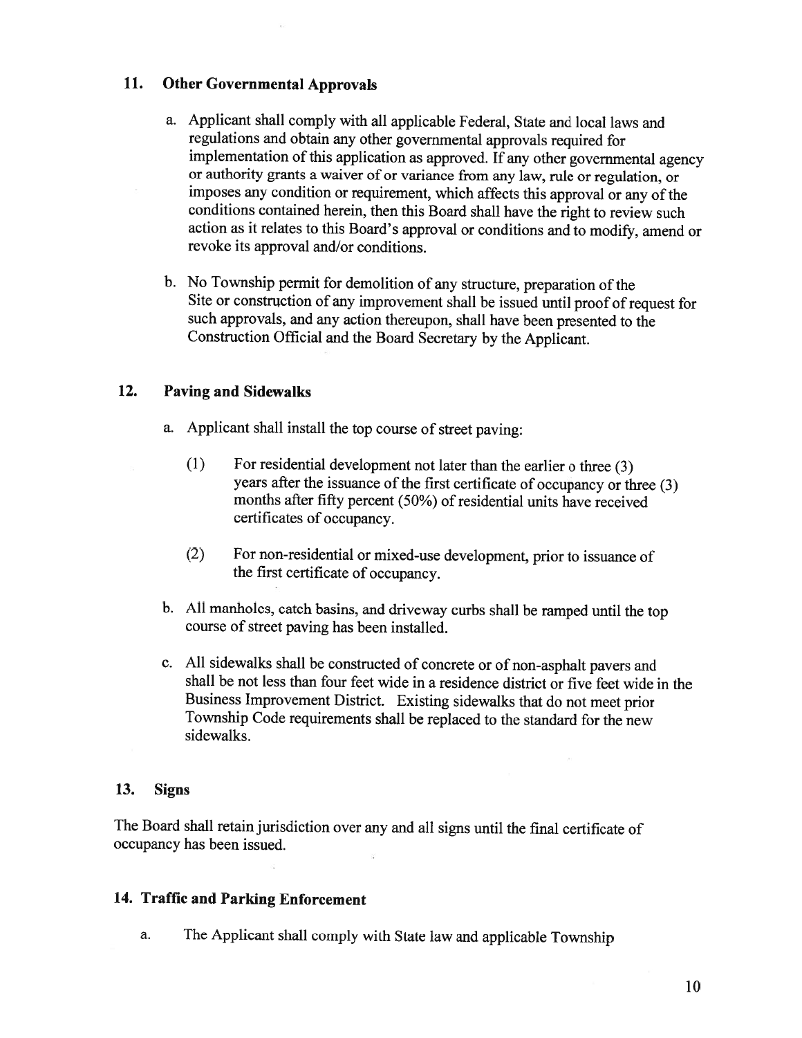## 11. Other Governmental Approvals

a. Applicant shall comply with all applicable Federal, State and local laws and regulations and obtain any other governmental approvals required for implementation of this application as approved. If any other governmental agency or authority grants a waiver of or variance from any law, rule or regulation, or imposes any condition or requirement, which affects this approval or any of the conditions contained herein, then this Board shall have the right to review such action as it relates to this Board's approval or conditions and to modify, amend or revoke its approval and/or conditions.

b. No Township permit for demolition of any structure, preparation of the Site or construction of any improvement shall be issued until proof of request for such approvals, and any action thereupon, shall have been presented to the Construction Official and the Board Secretary by the Applicant.

## 12. Paving and Sidewalks

a. Applicant shall install the top course of street paving:

(1) For residential development not later than the earlier o three (3) years after the issuance of the first certificate of occupancy or three (3) months after fifty percent (50%) of residential units have received certificates of occupancy.

(2) For non-residential or mixed-use development, prior to issuance of the first certificate of occupancy.

b. All manholes, catch basins, and driveway curbs shall be ramped until the top course of street paving has been installed.

c. All sidewalks shall be constructed of concrete or of non-asphalt pavers and shall be not less than four feet wide in a residence district or five feet wide in the Business Improvement District. Existing sidewalks that do not meet prior Township Code requirements shall be replaced to the standard for the new sidewalks.

## 13. Signs

The Board shall retain jurisdiction over any and all signs until the final certificate of occupancy has been issued.

## 14. Traffic and Parking Enforcement

a. The Applicant shall comply with State law and applicable Township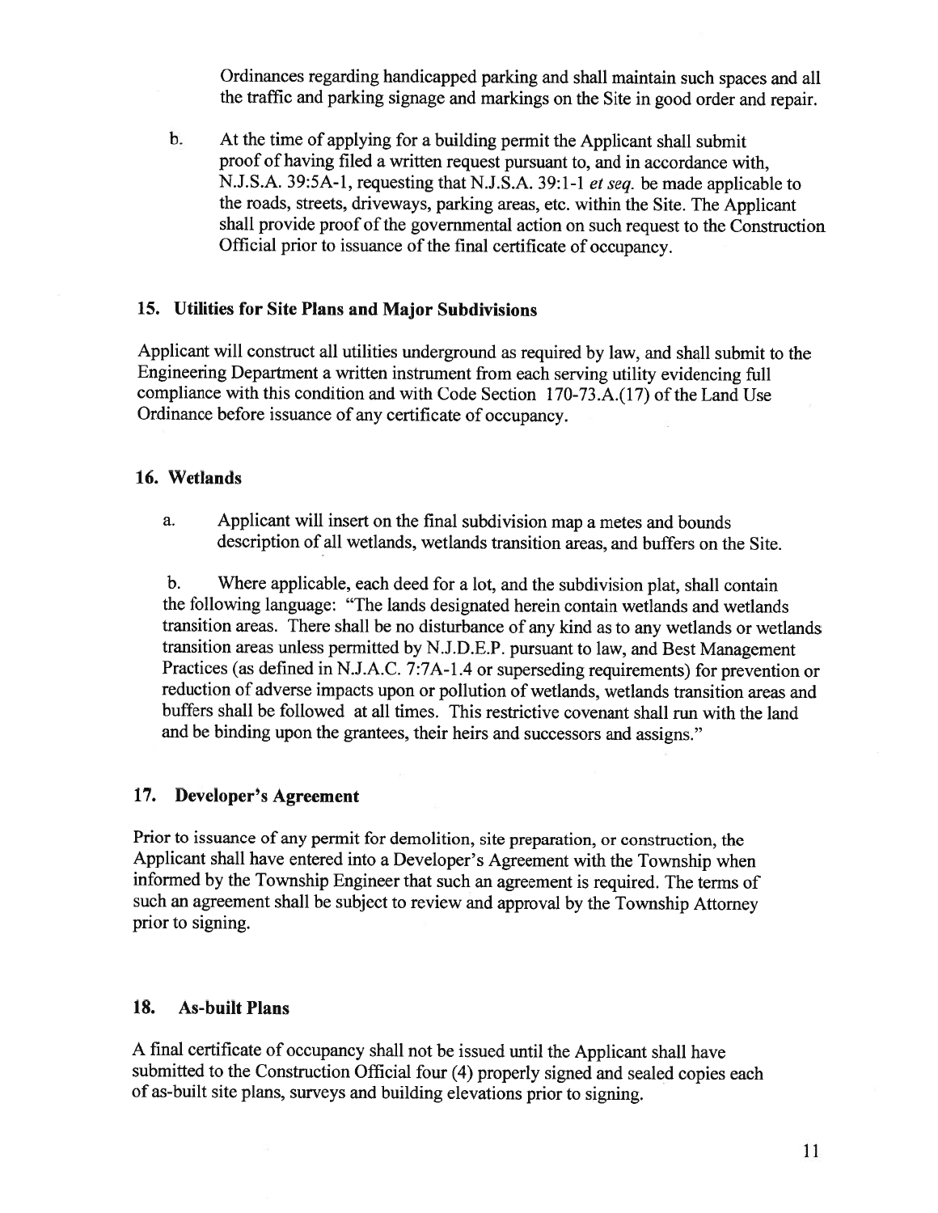Ordinances regarding handicapped parking and shall maintain such spaces and all the traffic and parking signage and markings on the Site in good order and repair.

b. At the time of applying for a building permit the Applicant shall submit proof of having filed a written request pursuant to, and in accordance with, N.J.S.A. 39:5A-1, requesting that N.J.S.A. 39:1-1 *et seq.* be made applicable to the roads, streets, driveways, parking areas, etc. within the Site. The Applicant shall provide proof of the governmental action on such request to the Construction Official prior to issuance of the final certificate of occupancy.

### 15. Utilities for Site Plans and Major Subdivisions

Applicant will construct all utilities underground as required by law, and shall submit to the Engineering Department a written instrument from each serving utility evidencing full compliance with this condition and with Code Section 170-73.A.(17) of the Land Use Ordinance before issuance of any certificate of occupancy.

### 16. Wetlands

a. Applicant will insert on the final subdivision map a metes and bounds description of all wetlands, wetlands transition areas, and buffers on the Site.

b. Where applicable, each deed for a lot, and the subdivision plat, shall contain the following language: "The lands designated herein contain wetlands and wetlands transition areas. There shall be no disturbance of any kind as to any wetlands or wetlands transition areas unless permitted by N.J.D.E.P. pursuant to law, and Best Management Practices (as defined in N.J.A.C. 7:7A-1.4 or superseding requirements) for prevention or reduction of adverse impacts upon or pollution of wetlands, wetlands transition areas and buffers shall be followed at all times. This restrictive covenant shall run with the land and be binding upon the grantees, their heirs and successors and assigns."

### 17. Developer's Agreement

Prior to issuance of any permit for demolition, site preparation, or construction, the Applicant shall have entered into a Developer's Agreement with the Township when informed by the Township Engineer that such an agreement is required. The terms of such an agreement shall be subject to review and approval by the Township Attorney prior to signing.

### 18. As-built Plans

A final certificate of occupancy shall not be issued until the Applicant shall have submitted to the Construction Official four (4) properly signed and sealed copies each of as-built site plans, surveys and building elevations prior to signing.